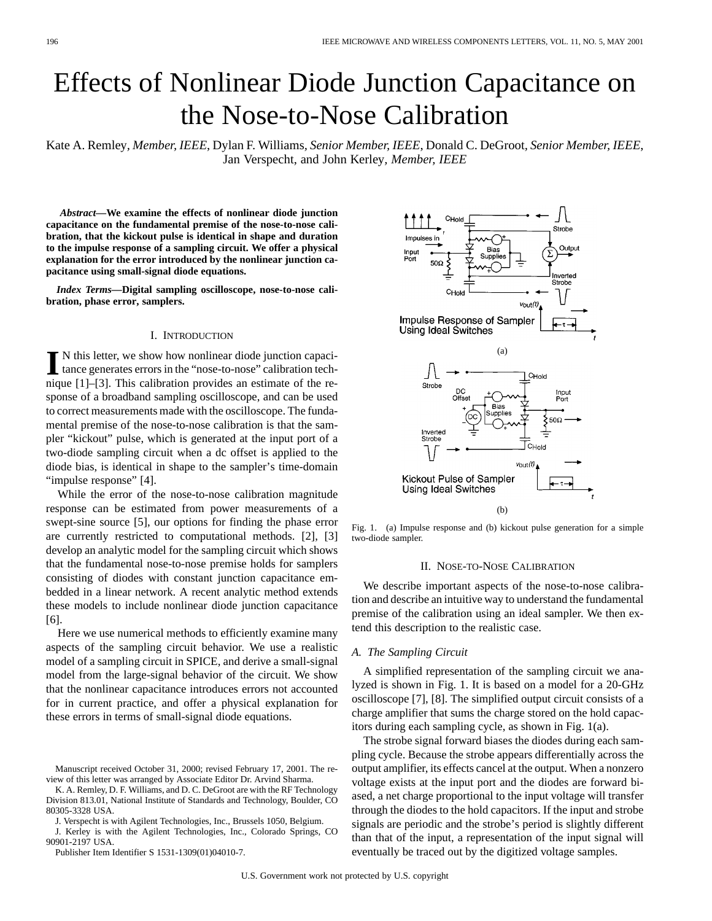# Effects of Nonlinear Diode Junction Capacitance on the Nose-to-Nose Calibration

Kate A. Remley, *Member, IEEE*, Dylan F. Williams, *Senior Member, IEEE*, Donald C. DeGroot, *Senior Member, IEEE*, Jan Verspecht, and John Kerley, *Member, IEEE*

***Abstract*—We examine the effects of nonlinear diode junction capacitance on the fundamental premise of the nose-to-nose calibration, that the kickout pulse is identical in shape and duration to the impulse response of a sampling circuit. We offer a physical explanation for the error introduced by the nonlinear junction capacitance using small-signal diode equations.**

***Index Terms*—Digital sampling oscilloscope, nose-to-nose calibration, phase error, samplers.**

## I. Introduction

In this letter, we show how nonlinear diode junction capacitance generates errors in the "nose-to-nose" calibration technique [1]–[3]. This calibration provides an estimate of the response of a broadband sampling oscilloscope, and can be used to correct measurements made with the oscilloscope. The fundamental premise of the nose-to-nose calibration is that the sampler "kickout" pulse, which is generated at the input port of a two-diode sampling circuit when a dc offset is applied to the diode bias, is identical in shape to the sampler's time-domain "impulse response" [4].

While the error of the nose-to-nose calibration magnitude response can be estimated from power measurements of a swept-sine source [5], our options for finding the phase error are currently restricted to computational methods. [2], [3] develop an analytic model for the sampling circuit which shows that the fundamental nose-to-nose premise holds for samplers consisting of diodes with constant junction capacitance embedded in a linear network. A recent analytic method extends these models to include nonlinear diode junction capacitance [6].

Here we use numerical methods to efficiently examine many aspects of the sampling circuit behavior. We use a realistic model of a sampling circuit in SPICE, and derive a small-signal model from the large-signal behavior of the circuit. We show that the nonlinear capacitance introduces errors not accounted for in current practice, and offer a physical explanation for these errors in terms of small-signal diode equations.

Manuscript received October 31, 2000; revised February 17, 2001. The review of this letter was arranged by Associate Editor Dr. Arvind Sharma.

K. A. Remley, D. F. Williams, and D. C. DeGroot are with the RF Technology Division 813.01, National Institute of Standards and Technology, Boulder, CO 80305-3328 USA.

J. Verspecht is with Agilent Technologies, Inc., Brussels 1050, Belgium.

J. Kerley is with the Agilent Technologies, Inc., Colorado Springs, CO 90901-2197 USA.

Publisher Item Identifier S 1531-1309(01)04010-7.

Fig. 1. (a) Impulse response and (b) kickout pulse generation for a simple two-diode sampler.

## II. Nose-to-Nose Calibration

We describe important aspects of the nose-to-nose calibration and describe an intuitive way to understand the fundamental premise of the calibration using an ideal sampler. We then extend this description to the realistic case.

### A. The Sampling Circuit

A simplified representation of the sampling circuit we analyzed is shown in Fig. 1. It is based on a model for a 20-GHz oscilloscope [7], [8]. The simplified output circuit consists of a charge amplifier that sums the charge stored on the hold capacitors during each sampling cycle, as shown in Fig. 1(a).

The strobe signal forward biases the diodes during each sampling cycle. Because the strobe appears differentially across the output amplifier, its effects cancel at the output. When a nonzero voltage exists at the input port and the diodes are forward biased, a net charge proportional to the input voltage will transfer through the diodes to the hold capacitors. If the input and strobe signals are periodic and the strobe's period is slightly different than that of the input, a representation of the input signal will eventually be traced out by the digitized voltage samples.

U.S. Government work not protected by U.S. copyright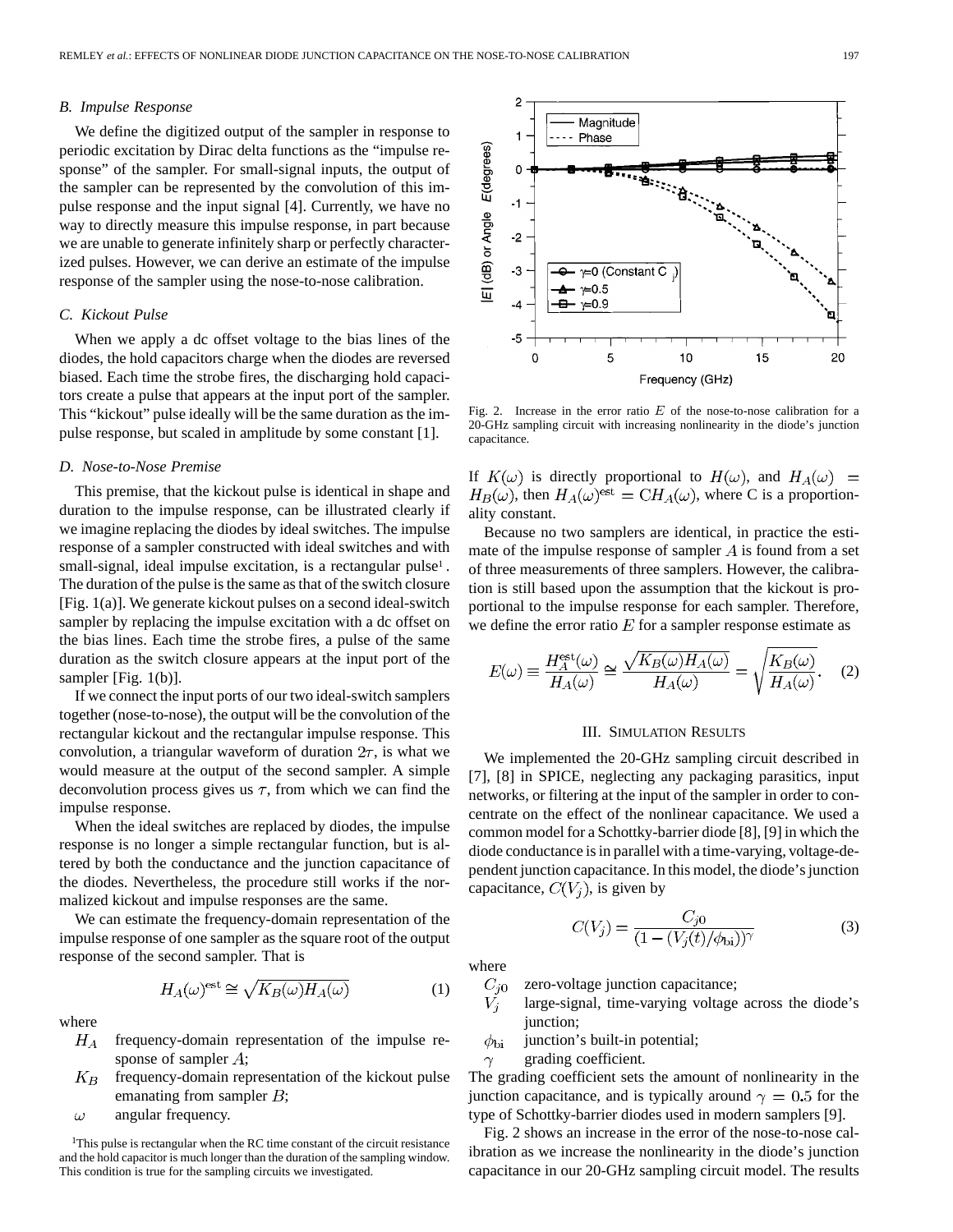### B. Impulse Response

We define the digitized output of the sampler in response to periodic excitation by Dirac delta functions as the "impulse response" of the sampler. For small-signal inputs, the output of the sampler can be represented by the convolution of this impulse response and the input signal [4]. Currently, we have no way to directly measure this impulse response, in part because we are unable to generate infinitely sharp or perfectly characterized pulses. However, we can derive an estimate of the impulse response of the sampler using the nose-to-nose calibration.

### C. Kickout Pulse

When we apply a dc offset voltage to the bias lines of the diodes, the hold capacitors charge when the diodes are reversed biased. Each time the strobe fires, the discharging hold capacitors create a pulse that appears at the input port of the sampler. This "kickout" pulse ideally will be the same duration as the impulse response, but scaled in amplitude by some constant [1].

### D. Nose-to-Nose Premise

This premise, that the kickout pulse is identical in shape and duration to the impulse response, can be illustrated clearly if we imagine replacing the diodes by ideal switches. The impulse response of a sampler constructed with ideal switches and with small-signal, ideal impulse excitation, is a rectangular pulse[1]. The duration of the pulse is the same as that of the switch closure [Fig. 1(a)]. We generate kickout pulses on a second ideal-switch sampler by replacing the impulse excitation with a dc offset on the bias lines. Each time the strobe fires, a pulse of the same duration as the switch closure appears at the input port of the sampler [Fig. 1(b)].

If we connect the input ports of our two ideal-switch samplers together (nose-to-nose), the output will be the convolution of the rectangular kickout and the rectangular impulse response. This convolution, a triangular waveform of duration $2\tau$, is what we would measure at the output of the second sampler. A simple deconvolution process gives us $\tau$, from which we can find the impulse response.

When the ideal switches are replaced by diodes, the impulse response is no longer a simple rectangular function, but is altered by both the conductance and the junction capacitance of the diodes. Nevertheless, the procedure still works if the normalized kickout and impulse responses are the same.

We can estimate the frequency-domain representation of the impulse response of one sampler as the square root of the output response of the second sampler. That is

$$H_A(\omega)^{\text{est}} \cong \sqrt{K_B(\omega)H_A(\omega)} \tag{1}$$

where

- $H_A$ frequency-domain representation of the impulse response of sampler $A$;
- $K_B$ frequency-domain representation of the kickout pulse emanating from sampler $B$;
- $\omega$ angular frequency.

[1]This pulse is rectangular when the RC time constant of the circuit resistance and the hold capacitor is much longer than the duration of the sampling window. This condition is true for the sampling circuits we investigated.

Fig. 2. Increase in the error ratio $E$ of the nose-to-nose calibration for a 20-GHz sampling circuit with increasing nonlinearity in the diode's junction capacitance.

If $K(\omega)$ is directly proportional to $H(\omega)$, and $H_A(\omega) = H_B(\omega)$, then $H_A(\omega)^{\text{est}} = \text{C}H_A(\omega)$, where C is a proportionality constant.

Because no two samplers are identical, in practice the estimate of the impulse response of sampler $A$ is found from a set of three measurements of three samplers. However, the calibration is still based upon the assumption that the kickout is proportional to the impulse response for each sampler. Therefore, we define the error ratio $E$ for a sampler response estimate as

$$E(\omega) \equiv \frac{H_A^{\text{est}}(\omega)}{H_A(\omega)} \cong \frac{\sqrt{K_B(\omega)H_A(\omega)}}{H_A(\omega)} = \sqrt{\frac{K_B(\omega)}{H_A(\omega)}}. \tag{2}$$

## III. Simulation Results

We implemented the 20-GHz sampling circuit described in [7], [8] in SPICE, neglecting any packaging parasitics, input networks, or filtering at the input of the sampler in order to concentrate on the effect of the nonlinear capacitance. We used a common model for a Schottky-barrier diode [8], [9] in which the diode conductance is in parallel with a time-varying, voltage-dependent junction capacitance. In this model, the diode's junction capacitance, $C(V_j)$, is given by

$$C(V_j) = \frac{C_{j0}}{(1 - (V_j(t)/\phi_{\text{bi}}))^{\gamma}} \tag{3}$$

where

- $C_{j0}$ zero-voltage junction capacitance;
- $V_j$ large-signal, time-varying voltage across the diode's junction;
- $\phi_{\text{bi}}$ junction's built-in potential;
- $\gamma$ grading coefficient.

The grading coefficient sets the amount of nonlinearity in the junction capacitance, and is typically around $\gamma = 0.5$ for the type of Schottky-barrier diodes used in modern samplers [9].

Fig. 2 shows an increase in the error of the nose-to-nose calibration as we increase the nonlinearity in the diode's junction capacitance in our 20-GHz sampling circuit model. The results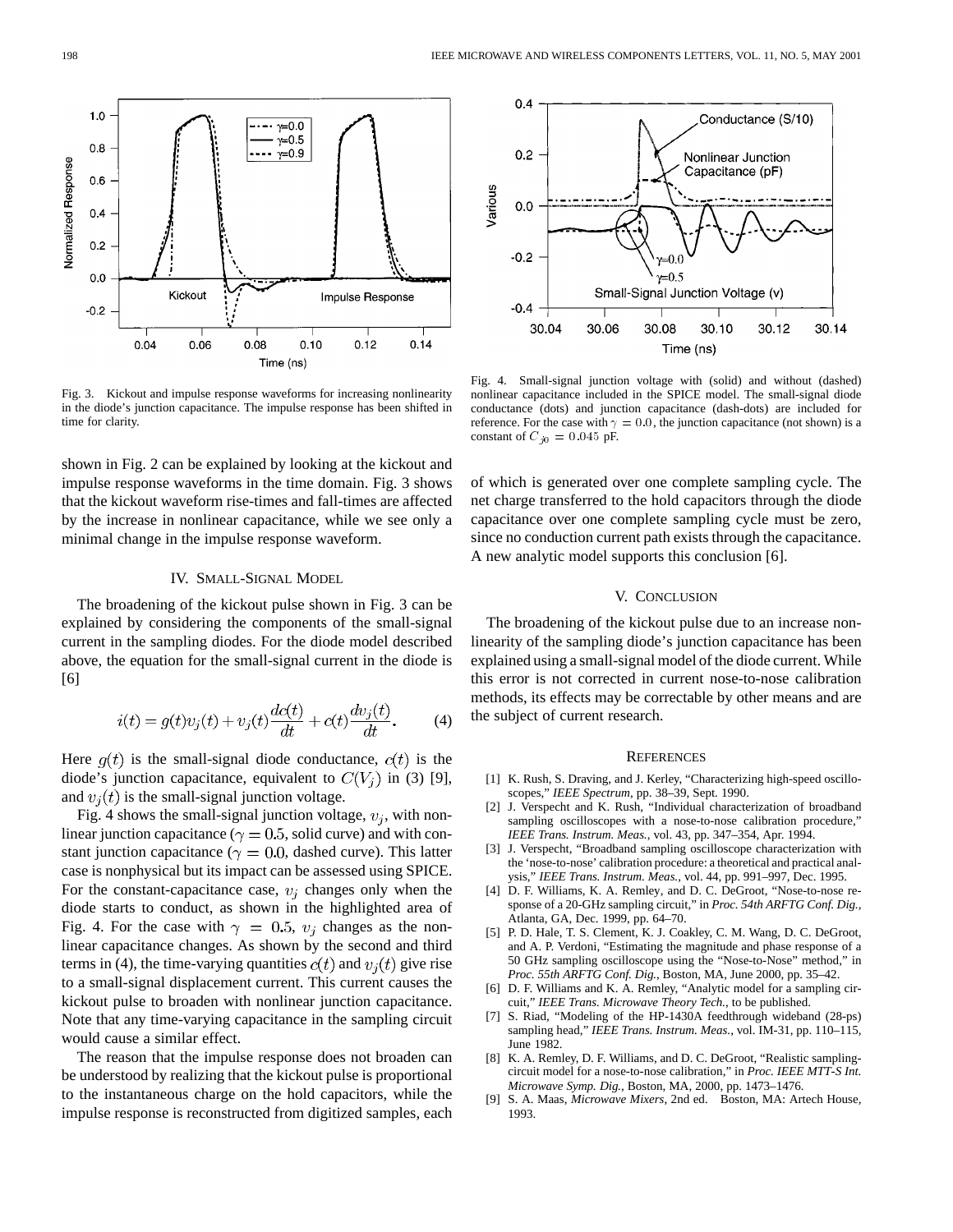Normalized Response
1.0
0.8
0.6
0.4
0.2
0.0
-0.2
0.04
0.06
0.08
0.10
0.12
0.14
Time (ns)
γ=0.0
γ=0.5
γ=0.9
Kickout
Impulse Response

Fig. 3. Kickout and impulse response waveforms for increasing nonlinearity in the diode's junction capacitance. The impulse response has been shifted in time for clarity.

Various
0.4
0.2
0.0
-0.2
-0.4
30.04
30.06
30.08
30.10
30.12
30.14
Time (ns)
Conductance (S/10)
Nonlinear Junction Capacitance (pF)
γ=0.0
γ=0.5
Small-Signal Junction Voltage (v)

Fig. 4. Small-signal junction voltage with (solid) and without (dashed) nonlinear capacitance included in the SPICE model. The small-signal diode conductance (dots) and junction capacitance (dash-dots) are included for reference. For the case with $\gamma = 0.0$, the junction capacitance (not shown) is a constant of $C_{j0} = 0.045$ pF.

shown in Fig. 2 can be explained by looking at the kickout and impulse response waveforms in the time domain. Fig. 3 shows that the kickout waveform rise-times and fall-times are affected by the increase in nonlinear capacitance, while we see only a minimal change in the impulse response waveform.

## IV. Small-Signal Model

The broadening of the kickout pulse shown in Fig. 3 can be explained by considering the components of the small-signal current in the sampling diodes. For the diode model described above, the equation for the small-signal current in the diode is [6]

$$i(t) = g(t)v_j(t) + v_j(t)\frac{dc(t)}{dt} + c(t)\frac{dv_j(t)}{dt}. \tag{4}$$

Here $g(t)$ is the small-signal diode conductance, $c(t)$ is the diode's junction capacitance, equivalent to $C(V_j)$ in (3) [9], and $v_j(t)$ is the small-signal junction voltage.

Fig. 4 shows the small-signal junction voltage, $v_j$, with nonlinear junction capacitance ($\gamma = 0.5$, solid curve) and with constant junction capacitance ($\gamma = 0.0$, dashed curve). This latter case is nonphysical but its impact can be assessed using SPICE. For the constant-capacitance case, $v_j$ changes only when the diode starts to conduct, as shown in the highlighted area of Fig. 4. For the case with $\gamma = 0.5$, $v_j$ changes as the nonlinear capacitance changes. As shown by the second and third terms in (4), the time-varying quantities $c(t)$ and $v_j(t)$ give rise to a small-signal displacement current. This current causes the kickout pulse to broaden with nonlinear junction capacitance. Note that any time-varying capacitance in the sampling circuit would cause a similar effect.

The reason that the impulse response does not broaden can be understood by realizing that the kickout pulse is proportional to the instantaneous charge on the hold capacitors, while the impulse response is reconstructed from digitized samples, each of which is generated over one complete sampling cycle. The net charge transferred to the hold capacitors through the diode capacitance over one complete sampling cycle must be zero, since no conduction current path exists through the capacitance. A new analytic model supports this conclusion [6].

## V. Conclusion

The broadening of the kickout pulse due to an increase nonlinearity of the sampling diode's junction capacitance has been explained using a small-signal model of the diode current. While this error is not corrected in current nose-to-nose calibration methods, its effects may be correctable by other means and are the subject of current research.

## References

[1] K. Rush, S. Draving, and J. Kerley, "Characterizing high-speed oscilloscopes," *IEEE Spectrum*, pp. 38–39, Sept. 1990.

[2] J. Verspecht and K. Rush, "Individual characterization of broadband sampling oscilloscopes with a nose-to-nose calibration procedure," *IEEE Trans. Instrum. Meas.*, vol. 43, pp. 347–354, Apr. 1994.

[3] J. Verspecht, "Broadband sampling oscilloscope characterization with the 'nose-to-nose' calibration procedure: a theoretical and practical analysis," *IEEE Trans. Instrum. Meas.*, vol. 44, pp. 991–997, Dec. 1995.

[4] D. F. Williams, K. A. Remley, and D. C. DeGroot, "Nose-to-nose response of a 20-GHz sampling circuit," in *Proc. 54th ARFTG Conf. Dig.*, Atlanta, GA, Dec. 1999, pp. 64–70.

[5] P. D. Hale, T. S. Clement, K. J. Coakley, C. M. Wang, D. C. DeGroot, and A. P. Verdoni, "Estimating the magnitude and phase response of a 50 GHz sampling oscilloscope using the "Nose-to-Nose" method," in *Proc. 55th ARFTG Conf. Dig.*, Boston, MA, June 2000, pp. 35–42.

[6] D. F. Williams and K. A. Remley, "Analytic model for a sampling circuit," *IEEE Trans. Microwave Theory Tech.*, to be published.

[7] S. Riad, "Modeling of the HP-1430A feedthrough wideband (28-ps) sampling head," *IEEE Trans. Instrum. Meas.*, vol. IM-31, pp. 110–115, June 1982.

[8] K. A. Remley, D. F. Williams, and D. C. DeGroot, "Realistic sampling-circuit model for a nose-to-nose calibration," in *Proc. IEEE MTT-S Int. Microwave Symp. Dig.*, Boston, MA, 2000, pp. 1473–1476.

[9] S. A. Maas, *Microwave Mixers*, 2nd ed. Boston, MA: Artech House, 1993.